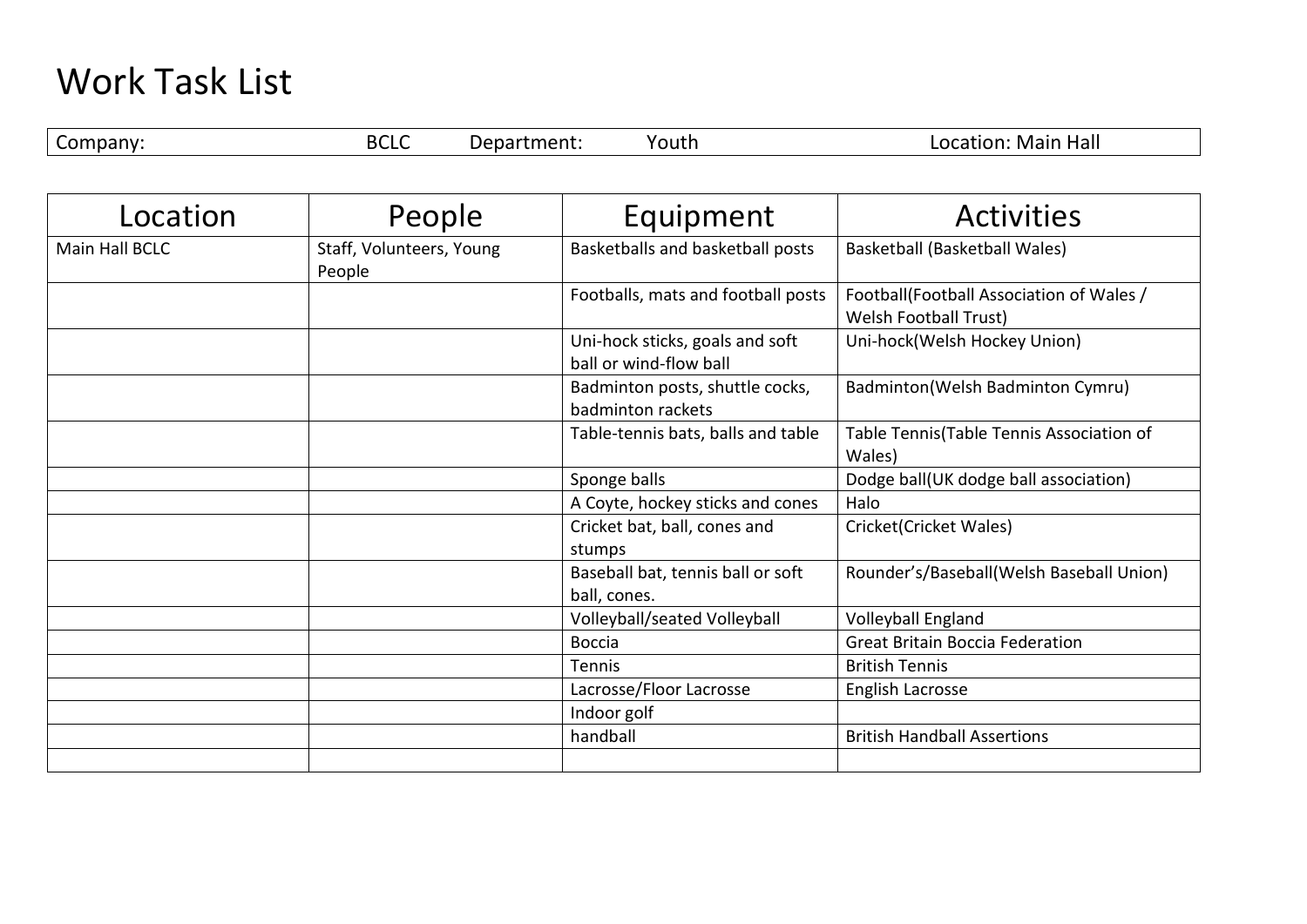# Work Task List

| Company: BCLC | Department: Youth | Location: Main Hall |
|---|---|---|

| Location | People | Equipment | Activities |
|---|---|---|---|
| Main Hall BCLC | Staff, Volunteers, Young People | Basketballs and basketball posts | Basketball (Basketball Wales) |
| | | Footballs, mats and football posts | Football(Football Association of Wales / Welsh Football Trust) |
| | | Uni-hock sticks, goals and soft ball or wind-flow ball | Uni-hock(Welsh Hockey Union) |
| | | Badminton posts, shuttle cocks, badminton rackets | Badminton(Welsh Badminton Cymru) |
| | | Table-tennis bats, balls and table | Table Tennis(Table Tennis Association of Wales) |
| | | Sponge balls | Dodge ball(UK dodge ball association) |
| | | A Coyte, hockey sticks and cones | Halo |
| | | Cricket bat, ball, cones and stumps | Cricket(Cricket Wales) |
| | | Baseball bat, tennis ball or soft ball, cones. | Rounder's/Baseball(Welsh Baseball Union) |
| | | Volleyball/seated Volleyball | Volleyball England |
| | | Boccia | Great Britain Boccia Federation |
| | | Tennis | British Tennis |
| | | Lacrosse/Floor Lacrosse | English Lacrosse |
| | | Indoor golf | |
| | | handball | British Handball Assertions |
| | | | |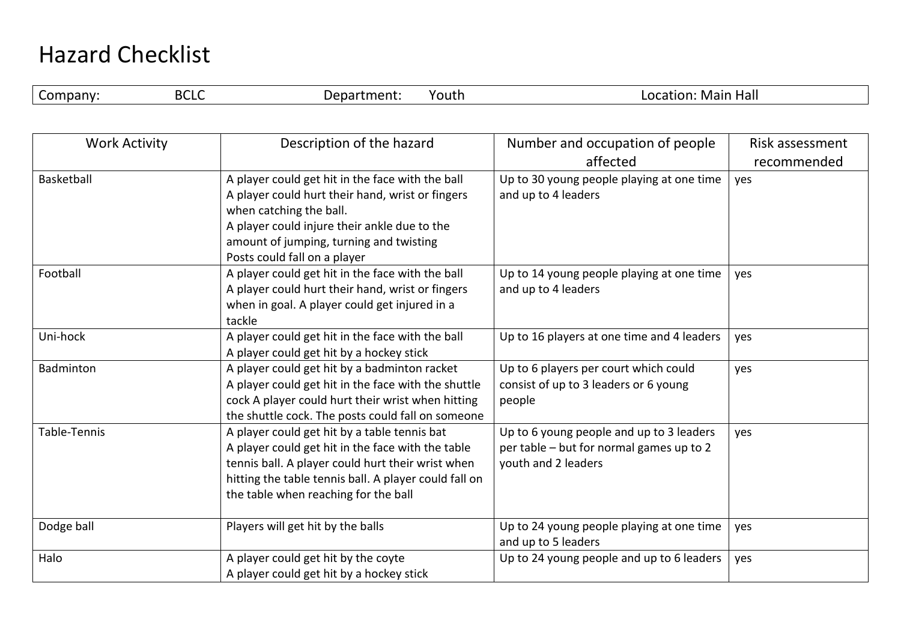# Hazard Checklist

| Company: BCLC | Department: Youth | Location: Main Hall |
|---|---|---|

| Work Activity | Description of the hazard | Number and occupation of people affected | Risk assessment recommended |
|---|---|---|---|
| Basketball | A player could get hit in the face with the ball<br>A player could hurt their hand, wrist or fingers when catching the ball.<br>A player could injure their ankle due to the amount of jumping, turning and twisting<br>Posts could fall on a player | Up to 30 young people playing at one time and up to 4 leaders | yes |
| Football | A player could get hit in the face with the ball<br>A player could hurt their hand, wrist or fingers when in goal. A player could get injured in a tackle | Up to 14 young people playing at one time and up to 4 leaders | yes |
| Uni-hock | A player could get hit in the face with the ball<br>A player could get hit by a hockey stick | Up to 16 players at one time and 4 leaders | yes |
| Badminton | A player could get hit by a badminton racket<br>A player could get hit in the face with the shuttle cock A player could hurt their wrist when hitting the shuttle cock. The posts could fall on someone | Up to 6 players per court which could consist of up to 3 leaders or 6 young people | yes |
| Table-Tennis | A player could get hit by a table tennis bat<br>A player could get hit in the face with the table tennis ball. A player could hurt their wrist when hitting the table tennis ball. A player could fall on the table when reaching for the ball | Up to 6 young people and up to 3 leaders per table – but for normal games up to 2 youth and 2 leaders | yes |
| Dodge ball | Players will get hit by the balls | Up to 24 young people playing at one time and up to 5 leaders | yes |
| Halo | A player could get hit by the coyte<br>A player could get hit by a hockey stick | Up to 24 young people and up to 6 leaders | yes |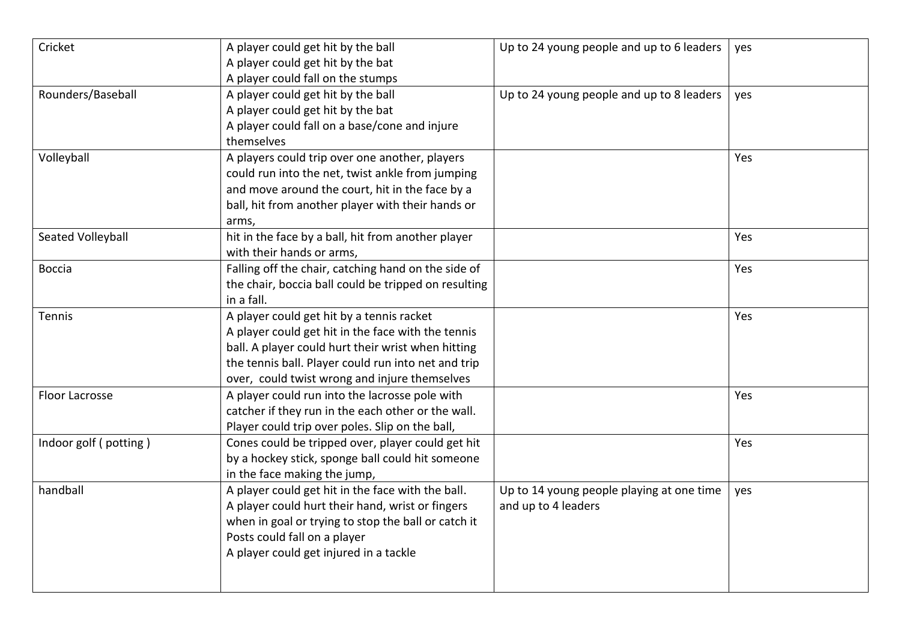| | | | |
|---|---|---|---|
| Cricket | A player could get hit by the ball<br>A player could get hit by the bat<br>A player could fall on the stumps | Up to 24 young people and up to 6 leaders | yes |
| Rounders/Baseball | A player could get hit by the ball<br>A player could get hit by the bat<br>A player could fall on a base/cone and injure themselves | Up to 24 young people and up to 8 leaders | yes |
| Volleyball | A players could trip over one another, players could run into the net, twist ankle from jumping and move around the court, hit in the face by a ball, hit from another player with their hands or arms, | | Yes |
| Seated Volleyball | hit in the face by a ball, hit from another player with their hands or arms, | | Yes |
| Boccia | Falling off the chair, catching hand on the side of the chair, boccia ball could be tripped on resulting in a fall. | | Yes |
| Tennis | A player could get hit by a tennis racket<br>A player could get hit in the face with the tennis ball. A player could hurt their wrist when hitting the tennis ball. Player could run into net and trip over, could twist wrong and injure themselves | | Yes |
| Floor Lacrosse | A player could run into the lacrosse pole with catcher if they run in the each other or the wall. Player could trip over poles. Slip on the ball, | | Yes |
| Indoor golf ( potting ) | Cones could be tripped over, player could get hit by a hockey stick, sponge ball could hit someone in the face making the jump, | | Yes |
| handball | A player could get hit in the face with the ball.<br>A player could hurt their hand, wrist or fingers when in goal or trying to stop the ball or catch it<br>Posts could fall on a player<br>A player could get injured in a tackle | Up to 14 young people playing at one time and up to 4 leaders | yes |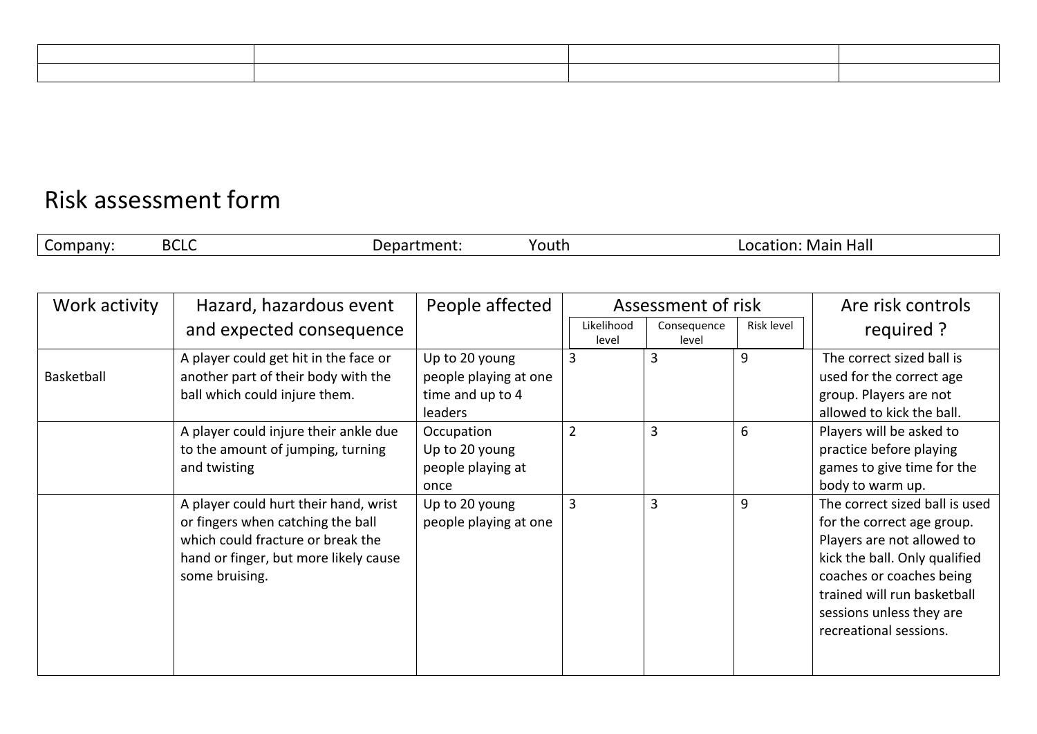| | | | |
|---|---|---|---|
| | | | |

# Risk assessment form

| Company: BCLC | Department: Youth | Location: Main Hall |
|---|---|---|

| Work activity | Hazard, hazardous event and expected consequence | People affected | Assessment of risk | | | Are risk controls required ? |
|---|---|---|---|---|---|---|
| | | | Likelihood level | Consequence level | Risk level | |
| Basketball | A player could get hit in the face or another part of their body with the ball which could injure them. | Up to 20 young people playing at one time and up to 4 leaders | 3 | 3 | 9 | The correct sized ball is used for the correct age group. Players are not allowed to kick the ball. |
| | A player could injure their ankle due to the amount of jumping, turning and twisting | Occupation Up to 20 young people playing at once | 2 | 3 | 6 | Players will be asked to practice before playing games to give time for the body to warm up. |
| | A player could hurt their hand, wrist or fingers when catching the ball which could fracture or break the hand or finger, but more likely cause some bruising. | Up to 20 young people playing at one | 3 | 3 | 9 | The correct sized ball is used for the correct age group. Players are not allowed to kick the ball. Only qualified coaches or coaches being trained will run basketball sessions unless they are recreational sessions. |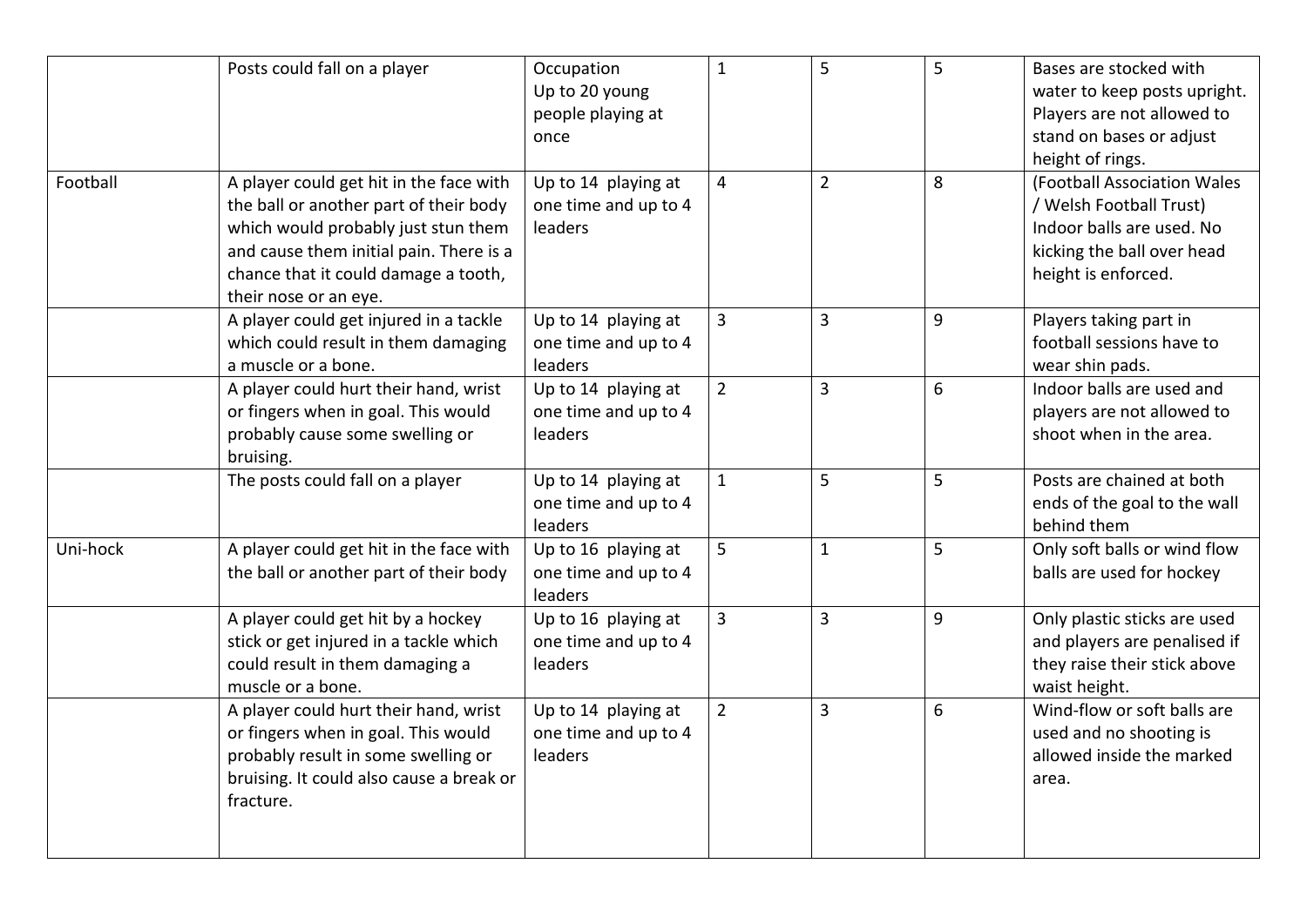| | | | | | | |
|---|---|---|---|---|---|---|
| | Posts could fall on a player | Occupation Up to 20 young people playing at once | 1 | 5 | 5 | Bases are stocked with water to keep posts upright. Players are not allowed to stand on bases or adjust height of rings. |
| Football | A player could get hit in the face with the ball or another part of their body which would probably just stun them and cause them initial pain. There is a chance that it could damage a tooth, their nose or an eye. | Up to 14 playing at one time and up to 4 leaders | 4 | 2 | 8 | (Football Association Wales / Welsh Football Trust) Indoor balls are used. No kicking the ball over head height is enforced. |
| | A player could get injured in a tackle which could result in them damaging a muscle or a bone. | Up to 14 playing at one time and up to 4 leaders | 3 | 3 | 9 | Players taking part in football sessions have to wear shin pads. |
| | A player could hurt their hand, wrist or fingers when in goal. This would probably cause some swelling or bruising. | Up to 14 playing at one time and up to 4 leaders | 2 | 3 | 6 | Indoor balls are used and players are not allowed to shoot when in the area. |
| | The posts could fall on a player | Up to 14 playing at one time and up to 4 leaders | 1 | 5 | 5 | Posts are chained at both ends of the goal to the wall behind them |
| Uni-hock | A player could get hit in the face with the ball or another part of their body | Up to 16 playing at one time and up to 4 leaders | 5 | 1 | 5 | Only soft balls or wind flow balls are used for hockey |
| | A player could get hit by a hockey stick or get injured in a tackle which could result in them damaging a muscle or a bone. | Up to 16 playing at one time and up to 4 leaders | 3 | 3 | 9 | Only plastic sticks are used and players are penalised if they raise their stick above waist height. |
| | A player could hurt their hand, wrist or fingers when in goal. This would probably result in some swelling or bruising. It could also cause a break or fracture. | Up to 14 playing at one time and up to 4 leaders | 2 | 3 | 6 | Wind-flow or soft balls are used and no shooting is allowed inside the marked area. |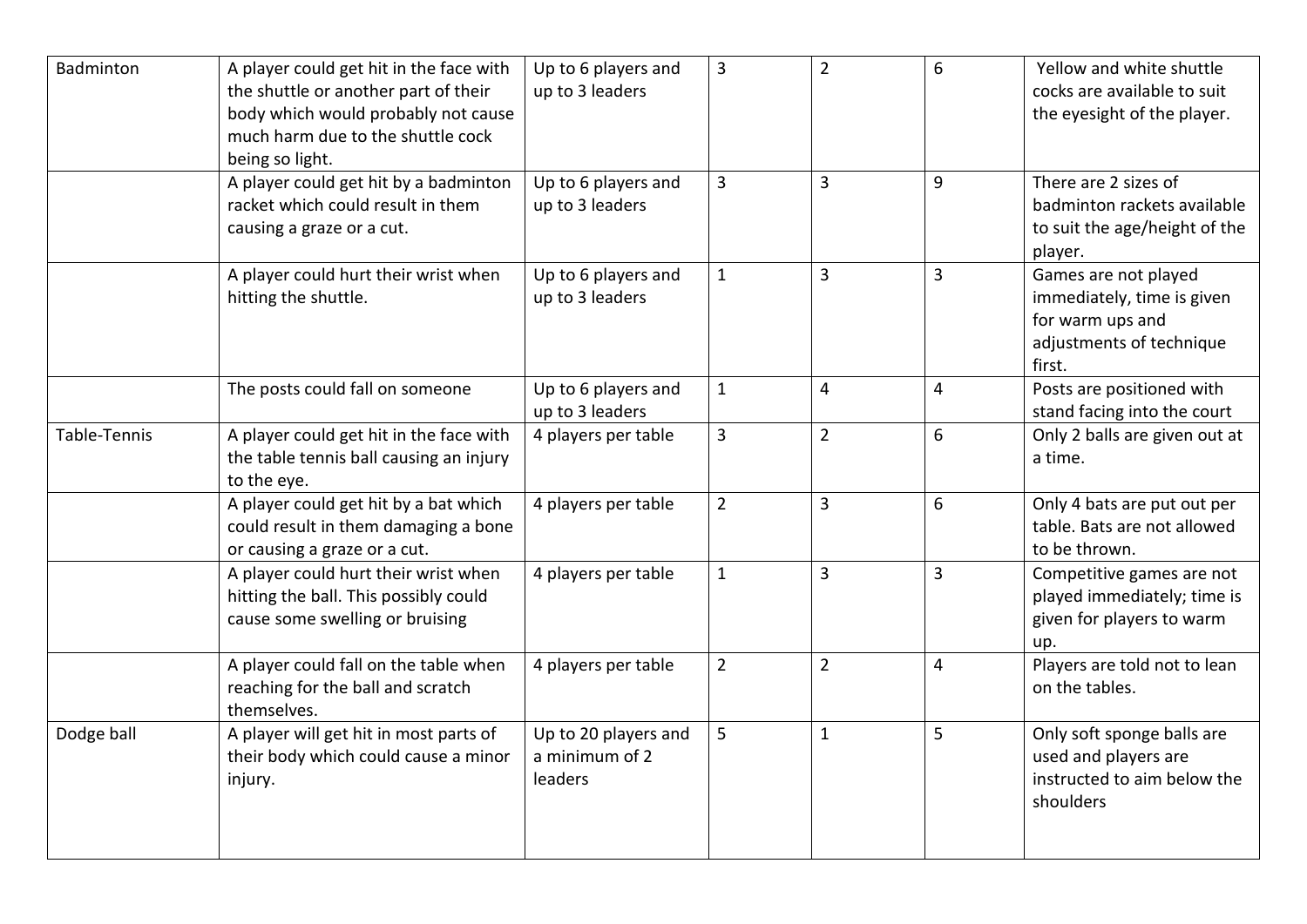| | | | | | | |
|---|---|---|---|---|---|---|
| Badminton | A player could get hit in the face with the shuttle or another part of their body which would probably not cause much harm due to the shuttle cock being so light. | Up to 6 players and up to 3 leaders | 3 | 2 | 6 | Yellow and white shuttle cocks are available to suit the eyesight of the player. |
| | A player could get hit by a badminton racket which could result in them causing a graze or a cut. | Up to 6 players and up to 3 leaders | 3 | 3 | 9 | There are 2 sizes of badminton rackets available to suit the age/height of the player. |
| | A player could hurt their wrist when hitting the shuttle. | Up to 6 players and up to 3 leaders | 1 | 3 | 3 | Games are not played immediately, time is given for warm ups and adjustments of technique first. |
| | The posts could fall on someone | Up to 6 players and up to 3 leaders | 1 | 4 | 4 | Posts are positioned with stand facing into the court |
| Table-Tennis | A player could get hit in the face with the table tennis ball causing an injury to the eye. | 4 players per table | 3 | 2 | 6 | Only 2 balls are given out at a time. |
| | A player could get hit by a bat which could result in them damaging a bone or causing a graze or a cut. | 4 players per table | 2 | 3 | 6 | Only 4 bats are put out per table. Bats are not allowed to be thrown. |
| | A player could hurt their wrist when hitting the ball. This possibly could cause some swelling or bruising | 4 players per table | 1 | 3 | 3 | Competitive games are not played immediately; time is given for players to warm up. |
| | A player could fall on the table when reaching for the ball and scratch themselves. | 4 players per table | 2 | 2 | 4 | Players are told not to lean on the tables. |
| Dodge ball | A player will get hit in most parts of their body which could cause a minor injury. | Up to 20 players and a minimum of 2 leaders | 5 | 1 | 5 | Only soft sponge balls are used and players are instructed to aim below the shoulders |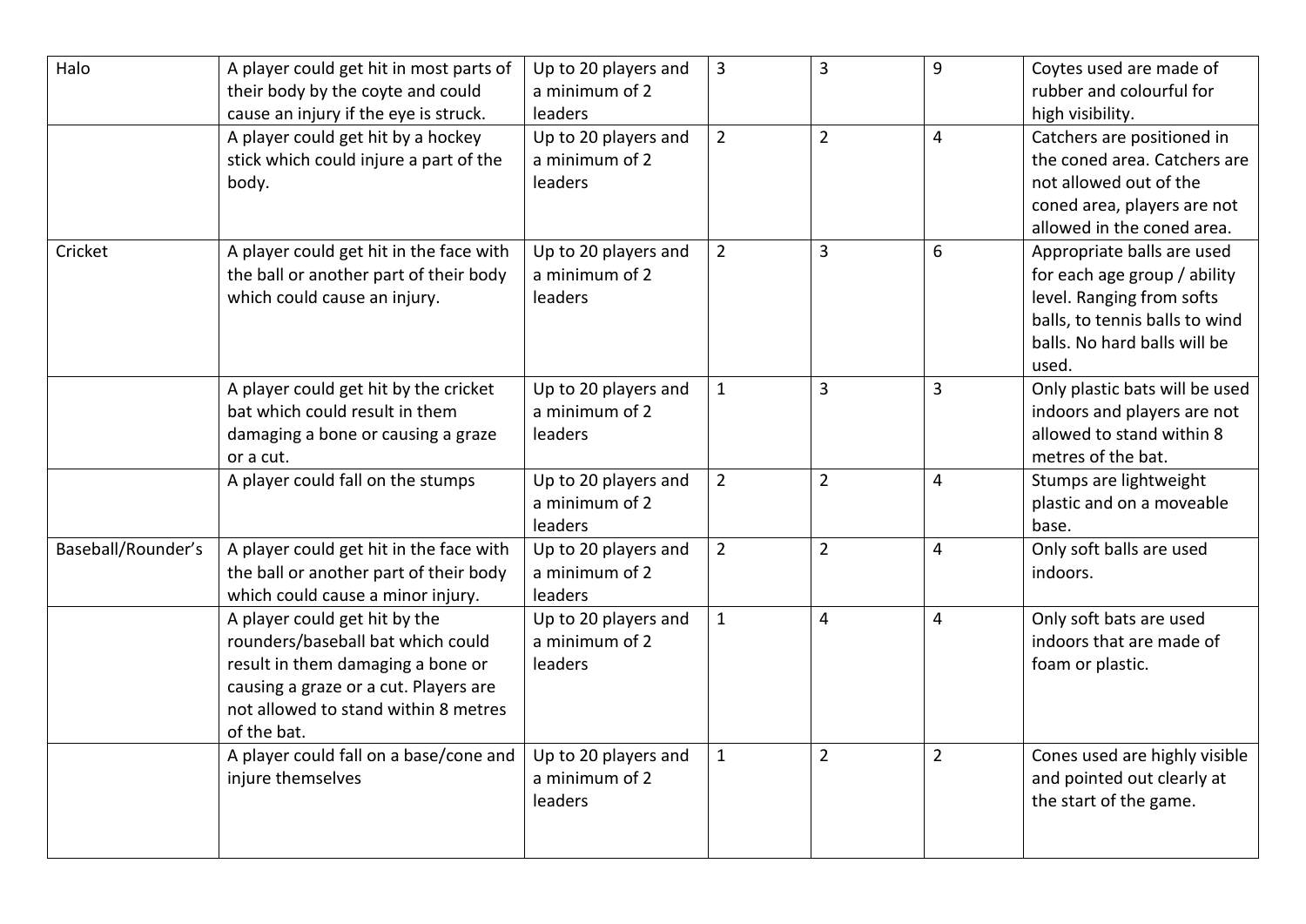| | | | | | | |
|---|---|---|---|---|---|---|
| Halo | A player could get hit in most parts of their body by the coyte and could cause an injury if the eye is struck. | Up to 20 players and a minimum of 2 leaders | 3 | 3 | 9 | Coytes used are made of rubber and colourful for high visibility. |
| | A player could get hit by a hockey stick which could injure a part of the body. | Up to 20 players and a minimum of 2 leaders | 2 | 2 | 4 | Catchers are positioned in the coned area. Catchers are not allowed out of the coned area, players are not allowed in the coned area. |
| Cricket | A player could get hit in the face with the ball or another part of their body which could cause an injury. | Up to 20 players and a minimum of 2 leaders | 2 | 3 | 6 | Appropriate balls are used for each age group / ability level. Ranging from softs balls, to tennis balls to wind balls. No hard balls will be used. |
| | A player could get hit by the cricket bat which could result in them damaging a bone or causing a graze or a cut. | Up to 20 players and a minimum of 2 leaders | 1 | 3 | 3 | Only plastic bats will be used indoors and players are not allowed to stand within 8 metres of the bat. |
| | A player could fall on the stumps | Up to 20 players and a minimum of 2 leaders | 2 | 2 | 4 | Stumps are lightweight plastic and on a moveable base. |
| Baseball/Rounder's | A player could get hit in the face with the ball or another part of their body which could cause a minor injury. | Up to 20 players and a minimum of 2 leaders | 2 | 2 | 4 | Only soft balls are used indoors. |
| | A player could get hit by the rounders/baseball bat which could result in them damaging a bone or causing a graze or a cut. Players are not allowed to stand within 8 metres of the bat. | Up to 20 players and a minimum of 2 leaders | 1 | 4 | 4 | Only soft bats are used indoors that are made of foam or plastic. |
| | A player could fall on a base/cone and injure themselves | Up to 20 players and a minimum of 2 leaders | 1 | 2 | 2 | Cones used are highly visible and pointed out clearly at the start of the game. |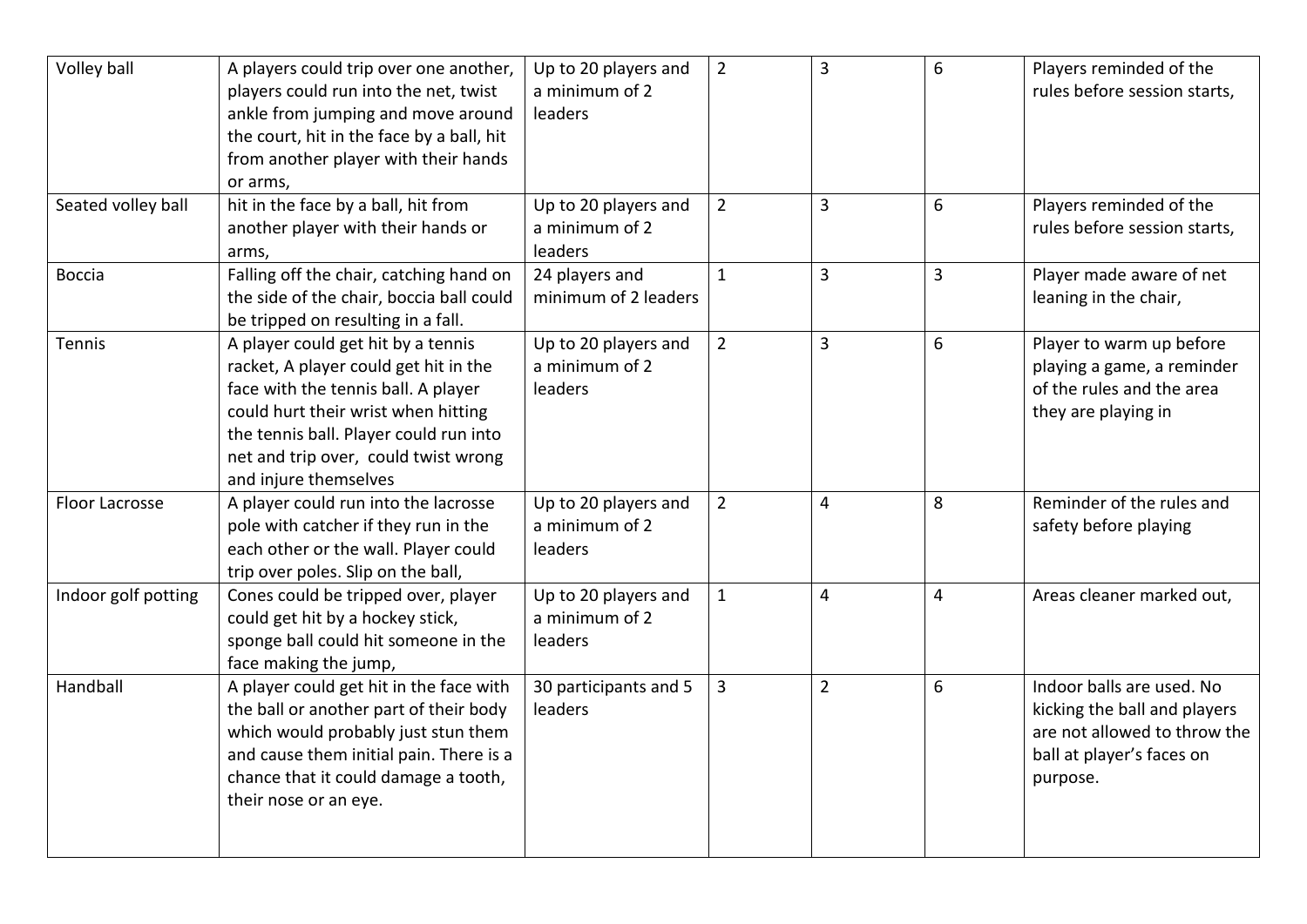| | | | | | | |
|---|---|---|---|---|---|---|
| Volley ball | A players could trip over one another, players could run into the net, twist ankle from jumping and move around the court, hit in the face by a ball, hit from another player with their hands or arms, | Up to 20 players and a minimum of 2 leaders | 2 | 3 | 6 | Players reminded of the rules before session starts, |
| Seated volley ball | hit in the face by a ball, hit from another player with their hands or arms, | Up to 20 players and a minimum of 2 leaders | 2 | 3 | 6 | Players reminded of the rules before session starts, |
| Boccia | Falling off the chair, catching hand on the side of the chair, boccia ball could be tripped on resulting in a fall. | 24 players and minimum of 2 leaders | 1 | 3 | 3 | Player made aware of net leaning in the chair, |
| Tennis | A player could get hit by a tennis racket, A player could get hit in the face with the tennis ball. A player could hurt their wrist when hitting the tennis ball. Player could run into net and trip over, could twist wrong and injure themselves | Up to 20 players and a minimum of 2 leaders | 2 | 3 | 6 | Player to warm up before playing a game, a reminder of the rules and the area they are playing in |
| Floor Lacrosse | A player could run into the lacrosse pole with catcher if they run in the each other or the wall. Player could trip over poles. Slip on the ball, | Up to 20 players and a minimum of 2 leaders | 2 | 4 | 8 | Reminder of the rules and safety before playing |
| Indoor golf potting | Cones could be tripped over, player could get hit by a hockey stick, sponge ball could hit someone in the face making the jump, | Up to 20 players and a minimum of 2 leaders | 1 | 4 | 4 | Areas cleaner marked out, |
| Handball | A player could get hit in the face with the ball or another part of their body which would probably just stun them and cause them initial pain. There is a chance that it could damage a tooth, their nose or an eye. | 30 participants and 5 leaders | 3 | 2 | 6 | Indoor balls are used. No kicking the ball and players are not allowed to throw the ball at player's faces on purpose. |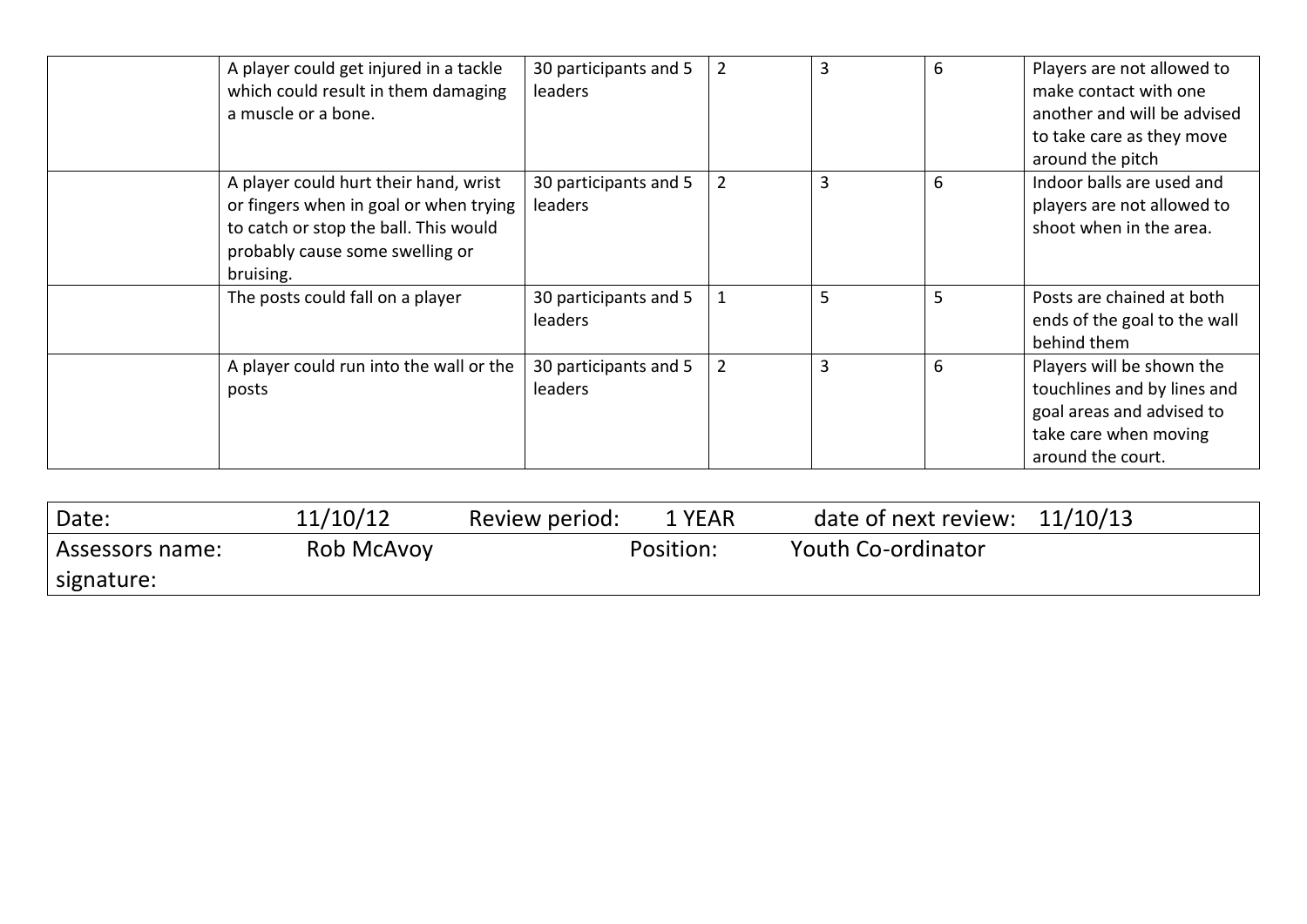| | | | | | | |
|---|---|---|---|---|---|---|
| | A player could get injured in a tackle which could result in them damaging a muscle or a bone. | 30 participants and 5 leaders | 2 | 3 | 6 | Players are not allowed to make contact with one another and will be advised to take care as they move around the pitch |
| | A player could hurt their hand, wrist or fingers when in goal or when trying to catch or stop the ball. This would probably cause some swelling or bruising. | 30 participants and 5 leaders | 2 | 3 | 6 | Indoor balls are used and players are not allowed to shoot when in the area. |
| | The posts could fall on a player | 30 participants and 5 leaders | 1 | 5 | 5 | Posts are chained at both ends of the goal to the wall behind them |
| | A player could run into the wall or the posts | 30 participants and 5 leaders | 2 | 3 | 6 | Players will be shown the touchlines and by lines and goal areas and advised to take care when moving around the court. |

| | | | | | |
|---|---|---|---|---|---|
| Date: | 11/10/12 | Review period: | 1 YEAR | date of next review: | 11/10/13 |
| Assessors name: | Rob McAvoy | Position: | Youth Co-ordinator | | |
| signature: | | | | | |